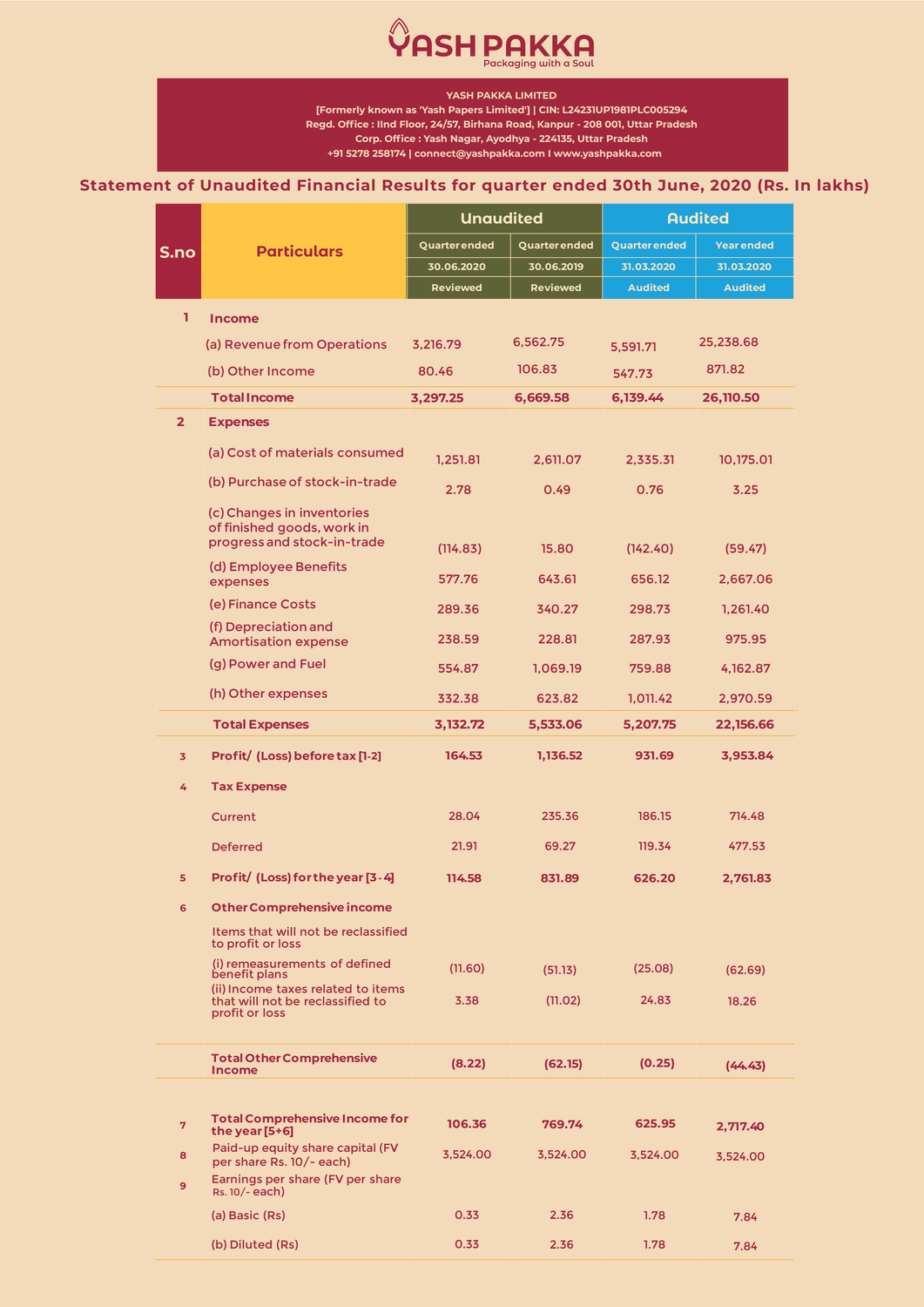# YASH PAKKA

Packaging with a Soul

**YASH PAKKA LIMITED**

[Formerly known as 'Yash Papers Limited'] | CIN: L24231UP1981PLC005294

Regd. Office : IInd Floor, 24/57, Birhana Road, Kanpur - 208 001, Uttar Pradesh

Corp. Office : Yash Nagar, Ayodhya - 224135, Uttar Pradesh

+91 5278 258174 | connect@yashpakka.com I www.yashpakka.com

## Statement of Unaudited Financial Results for quarter ended 30th June, 2020 (Rs. In lakhs)

| S.no | Particulars | Unaudited | | Audited | |
|---|---|---|---|---|---|
| | | Quarter ended | Quarter ended | Quarter ended | Year ended |
| | | 30.06.2020 | 30.06.2019 | 31.03.2020 | 31.03.2020 |
| | | Reviewed | Reviewed | Audited | Audited |
| 1 | **Income** | | | | |
| | (a) Revenue from Operations | 3,216.79 | 6,562.75 | 5,591.71 | 25,238.68 |
| | (b) Other Income | 80.46 | 106.83 | 547.73 | 871.82 |
| | **Total Income** | **3,297.25** | **6,669.58** | **6,139.44** | **26,110.50** |
| 2 | **Expenses** | | | | |
| | (a) Cost of materials consumed | 1,251.81 | 2,611.07 | 2,335.31 | 10,175.01 |
| | (b) Purchase of stock-in-trade | 2.78 | 0.49 | 0.76 | 3.25 |
| | (c) Changes in inventories of finished goods, work in progress and stock-in-trade | (114.83) | 15.80 | (142.40) | (59.47) |
| | (d) Employee Benefits expenses | 577.76 | 643.61 | 656.12 | 2,667.06 |
| | (e) Finance Costs | 289.36 | 340.27 | 298.73 | 1,261.40 |
| | (f) Depreciation and Amortisation expense | 238.59 | 228.81 | 287.93 | 975.95 |
| | (g) Power and Fuel | 554.87 | 1,069.19 | 759.88 | 4,162.87 |
| | (h) Other expenses | 332.38 | 623.82 | 1,011.42 | 2,970.59 |
| | **Total Expenses** | **3,132.72** | **5,533.06** | **5,207.75** | **22,156.66** |
| 3 | **Profit/ (Loss) before tax [1-2]** | **164.53** | **1,136.52** | **931.69** | **3,953.84** |
| 4 | **Tax Expense** | | | | |
| | Current | 28.04 | 235.36 | 186.15 | 714.48 |
| | Deferred | 21.91 | 69.27 | 119.34 | 477.53 |
| 5 | **Profit/ (Loss) for the year [3-4]** | **114.58** | **831.89** | **626.20** | **2,761.83** |
| 6 | **Other Comprehensive income** | | | | |
| | Items that will not be reclassified to profit or loss | | | | |
| | (i) remeasurements of defined benefit plans | (11.60) | (51.13) | (25.08) | (62.69) |
| | (ii) Income taxes related to items that will not be reclassified to profit or loss | 3.38 | (11.02) | 24.83 | 18.26 |
| | **Total Other Comprehensive Income** | **(8.22)** | **(62.15)** | **(0.25)** | **(44.43)** |
| 7 | **Total Comprehensive Income for the year [5+6]** | **106.36** | **769.74** | **625.95** | **2,717.40** |
| 8 | Paid-up equity share capital (FV per share Rs. 10/- each) | 3,524.00 | 3,524.00 | 3,524.00 | 3,524.00 |
| 9 | Earnings per share (FV per share Rs. 10/- each) | | | | |
| | (a) Basic (Rs) | 0.33 | 2.36 | 1.78 | 7.84 |
| | (b) Diluted (Rs) | 0.33 | 2.36 | 1.78 | 7.84 |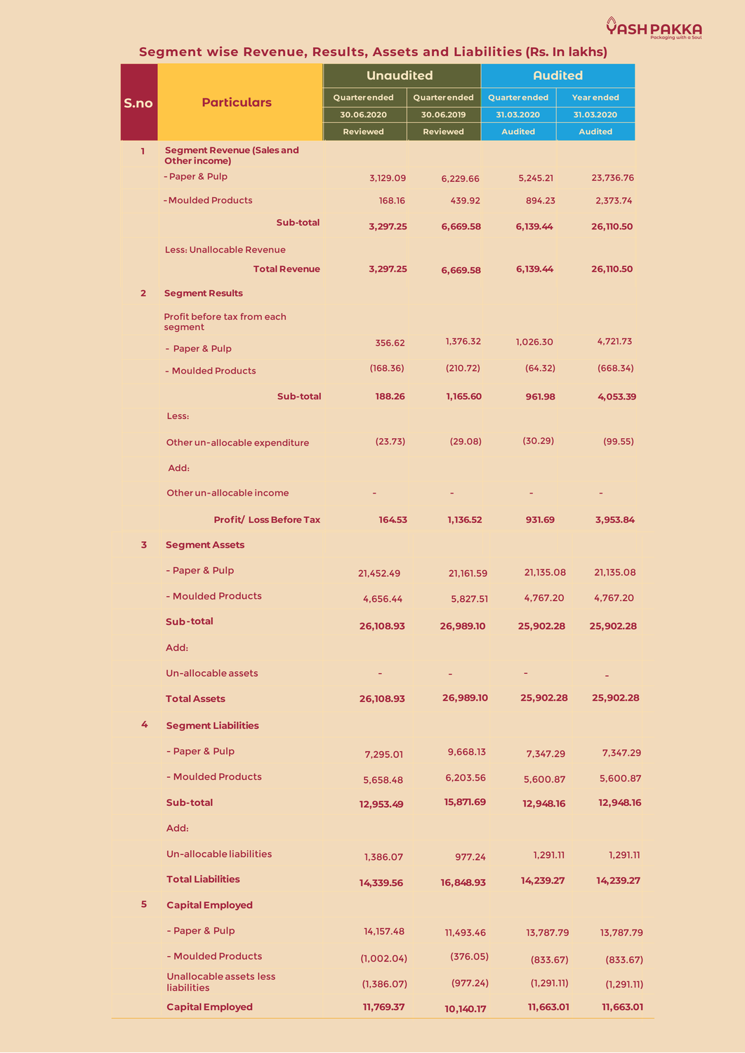## Segment wise Revenue, Results, Assets and Liabilities (Rs. In lakhs)

| S.no | Particulars | Unaudited | | Audited | |
|---|---|---|---|---|---|
| | | Quarter ended | Quarter ended | Quarter ended | Year ended |
| | | 30.06.2020 | 30.06.2019 | 31.03.2020 | 31.03.2020 |
| | | Reviewed | Reviewed | Audited | Audited |
| 1 | **Segment Revenue (Sales and Other income)** | | | | |
| | - Paper & Pulp | 3,129.09 | 6,229.66 | 5,245.21 | 23,736.76 |
| | - Moulded Products | 168.16 | 439.92 | 894.23 | 2,373.74 |
| | **Sub-total** | **3,297.25** | **6,669.58** | **6,139.44** | **26,110.50** |
| | Less: Unallocable Revenue | | | | |
| | **Total Revenue** | **3,297.25** | **6,669.58** | **6,139.44** | **26,110.50** |
| 2 | **Segment Results** | | | | |
| | Profit before tax from each segment | | | | |
| | - Paper & Pulp | 356.62 | 1,376.32 | 1,026.30 | 4,721.73 |
| | - Moulded Products | (168.36) | (210.72) | (64.32) | (668.34) |
| | **Sub-total** | **188.26** | **1,165.60** | **961.98** | **4,053.39** |
| | Less: | | | | |
| | Other un-allocable expenditure | (23.73) | (29.08) | (30.29) | (99.55) |
| | Add: | | | | |
| | Other un-allocable income | - | - | - | - |
| | **Profit/ Loss Before Tax** | **164.53** | **1,136.52** | **931.69** | **3,953.84** |
| 3 | **Segment Assets** | | | | |
| | - Paper & Pulp | 21,452.49 | 21,161.59 | 21,135.08 | 21,135.08 |
| | - Moulded Products | 4,656.44 | 5,827.51 | 4,767.20 | 4,767.20 |
| | **Sub-total** | **26,108.93** | **26,989.10** | **25,902.28** | **25,902.28** |
| | Add: | | | | |
| | Un-allocable assets | - | - | - | - |
| | **Total Assets** | **26,108.93** | **26,989.10** | **25,902.28** | **25,902.28** |
| 4 | **Segment Liabilities** | | | | |
| | - Paper & Pulp | 7,295.01 | 9,668.13 | 7,347.29 | 7,347.29 |
| | - Moulded Products | 5,658.48 | 6,203.56 | 5,600.87 | 5,600.87 |
| | **Sub-total** | **12,953.49** | **15,871.69** | **12,948.16** | **12,948.16** |
| | Add: | | | | |
| | Un-allocable liabilities | 1,386.07 | 977.24 | 1,291.11 | 1,291.11 |
| | **Total Liabilities** | **14,339.56** | **16,848.93** | **14,239.27** | **14,239.27** |
| 5 | **Capital Employed** | | | | |
| | - Paper & Pulp | 14,157.48 | 11,493.46 | 13,787.79 | 13,787.79 |
| | - Moulded Products | (1,002.04) | (376.05) | (833.67) | (833.67) |
| | Unallocable assets less liabilities | (1,386.07) | (977.24) | (1,291.11) | (1,291.11) |
| | **Capital Employed** | **11,769.37** | **10,140.17** | **11,663.01** | **11,663.01** |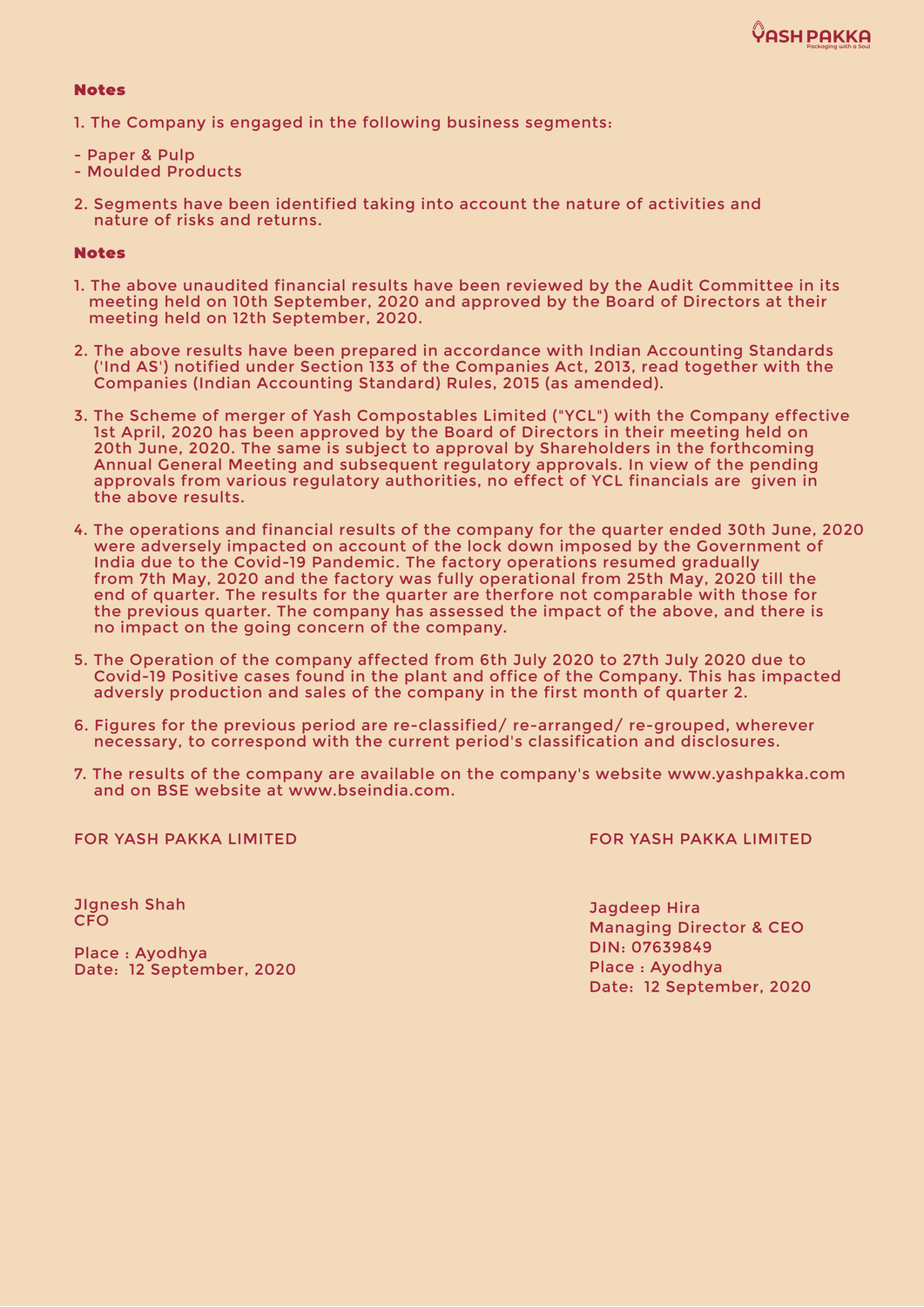**Notes**

1. The Company is engaged in the following business segments:

- Paper & Pulp
- Moulded Products

2. Segments have been identified taking into account the nature of activities and nature of risks and returns.

**Notes**

1. The above unaudited financial results have been reviewed by the Audit Committee in its meeting held on 10th September, 2020 and approved by the Board of Directors at their meeting held on 12th September, 2020.

2. The above results have been prepared in accordance with Indian Accounting Standards ('Ind AS') notified under Section 133 of the Companies Act, 2013, read together with the Companies (Indian Accounting Standard) Rules, 2015 (as amended).

3. The Scheme of merger of Yash Compostables Limited ("YCL") with the Company effective 1st April, 2020 has been approved by the Board of Directors in their meeting held on 20th June, 2020. The same is subject to approval by Shareholders in the forthcoming Annual General Meeting and subsequent regulatory approvals. In view of the pending approvals from various regulatory authorities, no effect of YCL financials are given in the above results.

4. The operations and financial results of the company for the quarter ended 30th June, 2020 were adversely impacted on account of the lock down imposed by the Government of India due to the Covid-19 Pandemic. The factory operations resumed gradually from 7th May, 2020 and the factory was fully operational from 25th May, 2020 till the end of quarter. The results for the quarter are therfore not comparable with those for the previous quarter. The company has assessed the impact of the above, and there is no impact on the going concern of the company.

5. The Operation of the company affected from 6th July 2020 to 27th July 2020 due to Covid-19 Positive cases found in the plant and office of the Company. This has impacted adversly production and sales of the company in the first month of quarter 2.

6. Figures for the previous period are re-classified/ re-arranged/ re-grouped, wherever necessary, to correspond with the current period's classification and disclosures.

7. The results of the company are available on the company's website www.yashpakka.com and on BSE website at www.bseindia.com.

FOR YASH PAKKA LIMITED

JIgnesh Shah
CFO

Place : Ayodhya
Date: 12 September, 2020

FOR YASH PAKKA LIMITED

Jagdeep Hira
Managing Director & CEO
DIN: 07639849
Place : Ayodhya
Date: 12 September, 2020